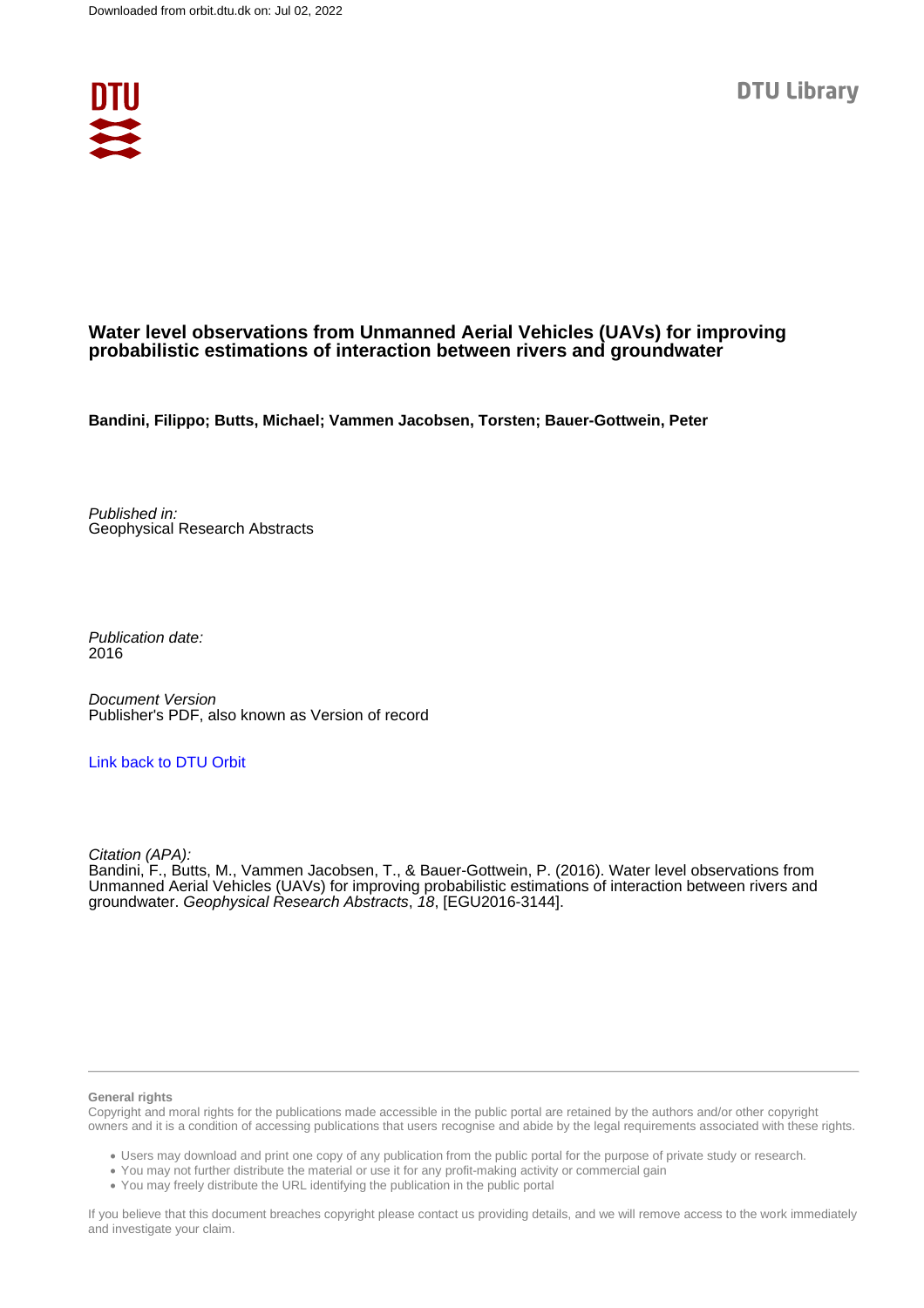Downloaded from orbit.dtu.dk on: Jul 02, 2022

DTU Library

# Water level observations from Unmanned Aerial Vehicles (UAVs) for improving probabilistic estimations of interaction between rivers and groundwater

**Bandini, Filippo; Butts, Michael; Vammen Jacobsen, Torsten; Bauer-Gottwein, Peter**

*Published in:*
Geophysical Research Abstracts

*Publication date:*
2016

*Document Version*
Publisher's PDF, also known as Version of record

Link back to DTU Orbit

*Citation (APA):*
Bandini, F., Butts, M., Vammen Jacobsen, T., & Bauer-Gottwein, P. (2016). Water level observations from Unmanned Aerial Vehicles (UAVs) for improving probabilistic estimations of interaction between rivers and groundwater. *Geophysical Research Abstracts*, *18*, [EGU2016-3144].

---

**General rights**

Copyright and moral rights for the publications made accessible in the public portal are retained by the authors and/or other copyright owners and it is a condition of accessing publications that users recognise and abide by the legal requirements associated with these rights.

- Users may download and print one copy of any publication from the public portal for the purpose of private study or research.
- You may not further distribute the material or use it for any profit-making activity or commercial gain
- You may freely distribute the URL identifying the publication in the public portal

If you believe that this document breaches copyright please contact us providing details, and we will remove access to the work immediately and investigate your claim.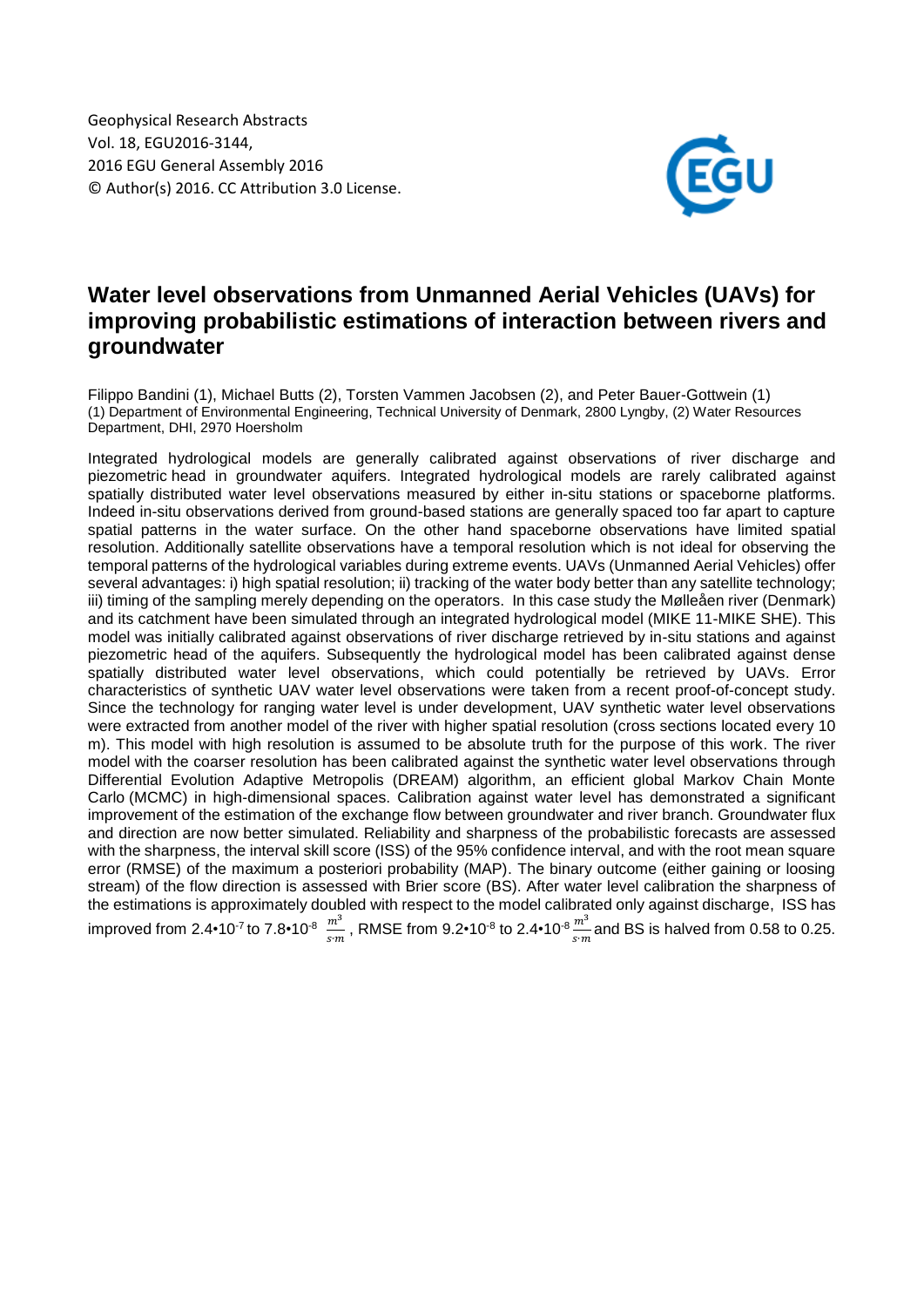Geophysical Research Abstracts
Vol. 18, EGU2016-3144,
2016 EGU General Assembly 2016
© Author(s) 2016. CC Attribution 3.0 License.

# Water level observations from Unmanned Aerial Vehicles (UAVs) for improving probabilistic estimations of interaction between rivers and groundwater

Filippo Bandini (1), Michael Butts (2), Torsten Vammen Jacobsen (2), and Peter Bauer-Gottwein (1)
(1) Department of Environmental Engineering, Technical University of Denmark, 2800 Lyngby, (2) Water Resources Department, DHI, 2970 Hoersholm

Integrated hydrological models are generally calibrated against observations of river discharge and piezometric head in groundwater aquifers. Integrated hydrological models are rarely calibrated against spatially distributed water level observations measured by either in-situ stations or spaceborne platforms. Indeed in-situ observations derived from ground-based stations are generally spaced too far apart to capture spatial patterns in the water surface. On the other hand spaceborne observations have limited spatial resolution. Additionally satellite observations have a temporal resolution which is not ideal for observing the temporal patterns of the hydrological variables during extreme events. UAVs (Unmanned Aerial Vehicles) offer several advantages: i) high spatial resolution; ii) tracking of the water body better than any satellite technology; iii) timing of the sampling merely depending on the operators. In this case study the Mølleåen river (Denmark) and its catchment have been simulated through an integrated hydrological model (MIKE 11-MIKE SHE). This model was initially calibrated against observations of river discharge retrieved by in-situ stations and against piezometric head of the aquifers. Subsequently the hydrological model has been calibrated against dense spatially distributed water level observations, which could potentially be retrieved by UAVs. Error characteristics of synthetic UAV water level observations were taken from a recent proof-of-concept study. Since the technology for ranging water level is under development, UAV synthetic water level observations were extracted from another model of the river with higher spatial resolution (cross sections located every 10 m). This model with high resolution is assumed to be absolute truth for the purpose of this work. The river model with the coarser resolution has been calibrated against the synthetic water level observations through Differential Evolution Adaptive Metropolis (DREAM) algorithm, an efficient global Markov Chain Monte Carlo (MCMC) in high-dimensional spaces. Calibration against water level has demonstrated a significant improvement of the estimation of the exchange flow between groundwater and river branch. Groundwater flux and direction are now better simulated. Reliability and sharpness of the probabilistic forecasts are assessed with the sharpness, the interval skill score (ISS) of the 95% confidence interval, and with the root mean square error (RMSE) of the maximum a posteriori probability (MAP). The binary outcome (either gaining or loosing stream) of the flow direction is assessed with Brier score (BS). After water level calibration the sharpness of the estimations is approximately doubled with respect to the model calibrated only against discharge, ISS has improved from $2.4 \cdot 10^{-7}$ to $7.8 \cdot 10^{-8}$ $\frac{m^3}{s \cdot m}$, RMSE from $9.2 \cdot 10^{-8}$ to $2.4 \cdot 10^{-8}$ $\frac{m^3}{s \cdot m}$ and BS is halved from 0.58 to 0.25.